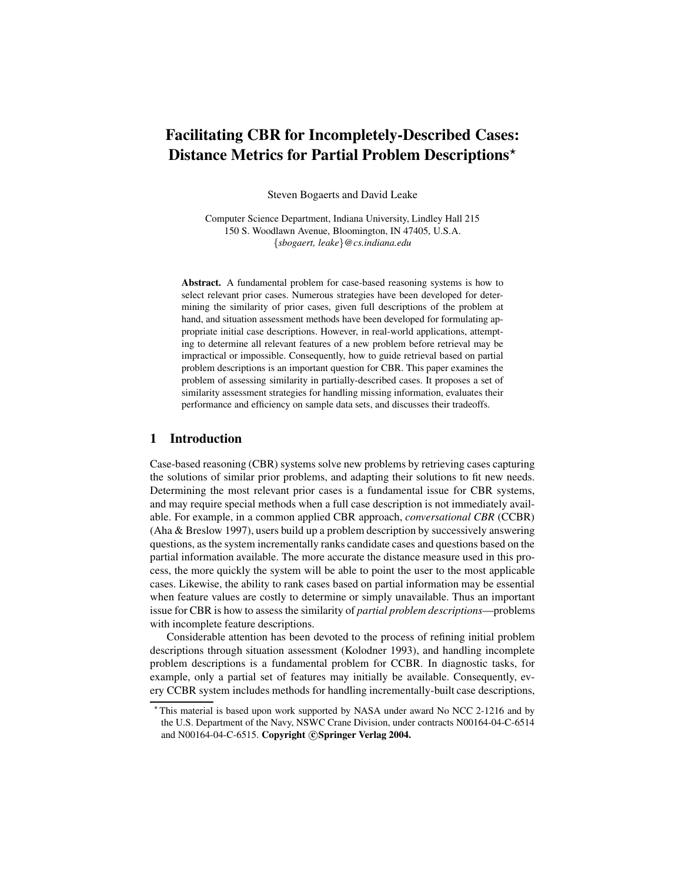# Facilitating CBR for Incompletely-Described Cases: Distance Metrics for Partial Problem Descriptions*

Steven Bogaerts and David Leake

Computer Science Department, Indiana University, Lindley Hall 215
150 S. Woodlawn Avenue, Bloomington, IN 47405, U.S.A.
{*sbogaert, leake*}@*cs.indiana.edu*

**Abstract.** A fundamental problem for case-based reasoning systems is how to select relevant prior cases. Numerous strategies have been developed for determining the similarity of prior cases, given full descriptions of the problem at hand, and situation assessment methods have been developed for formulating appropriate initial case descriptions. However, in real-world applications, attempting to determine all relevant features of a new problem before retrieval may be impractical or impossible. Consequently, how to guide retrieval based on partial problem descriptions is an important question for CBR. This paper examines the problem of assessing similarity in partially-described cases. It proposes a set of similarity assessment strategies for handling missing information, evaluates their performance and efficiency on sample data sets, and discusses their tradeoffs.

## 1 Introduction

Case-based reasoning (CBR) systems solve new problems by retrieving cases capturing the solutions of similar prior problems, and adapting their solutions to fit new needs. Determining the most relevant prior cases is a fundamental issue for CBR systems, and may require special methods when a full case description is not immediately available. For example, in a common applied CBR approach, *conversational CBR* (CCBR) (Aha & Breslow 1997), users build up a problem description by successively answering questions, as the system incrementally ranks candidate cases and questions based on the partial information available. The more accurate the distance measure used in this process, the more quickly the system will be able to point the user to the most applicable cases. Likewise, the ability to rank cases based on partial information may be essential when feature values are costly to determine or simply unavailable. Thus an important issue for CBR is how to assess the similarity of *partial problem descriptions*—problems with incomplete feature descriptions.

Considerable attention has been devoted to the process of refining initial problem descriptions through situation assessment (Kolodner 1993), and handling incomplete problem descriptions is a fundamental problem for CCBR. In diagnostic tasks, for example, only a partial set of features may initially be available. Consequently, every CCBR system includes methods for handling incrementally-built case descriptions,

* This material is based upon work supported by NASA under award No NCC 2-1216 and by the U.S. Department of the Navy, NSWC Crane Division, under contracts N00164-04-C-6514 and N00164-04-C-6515. **Copyright ©Springer Verlag 2004.**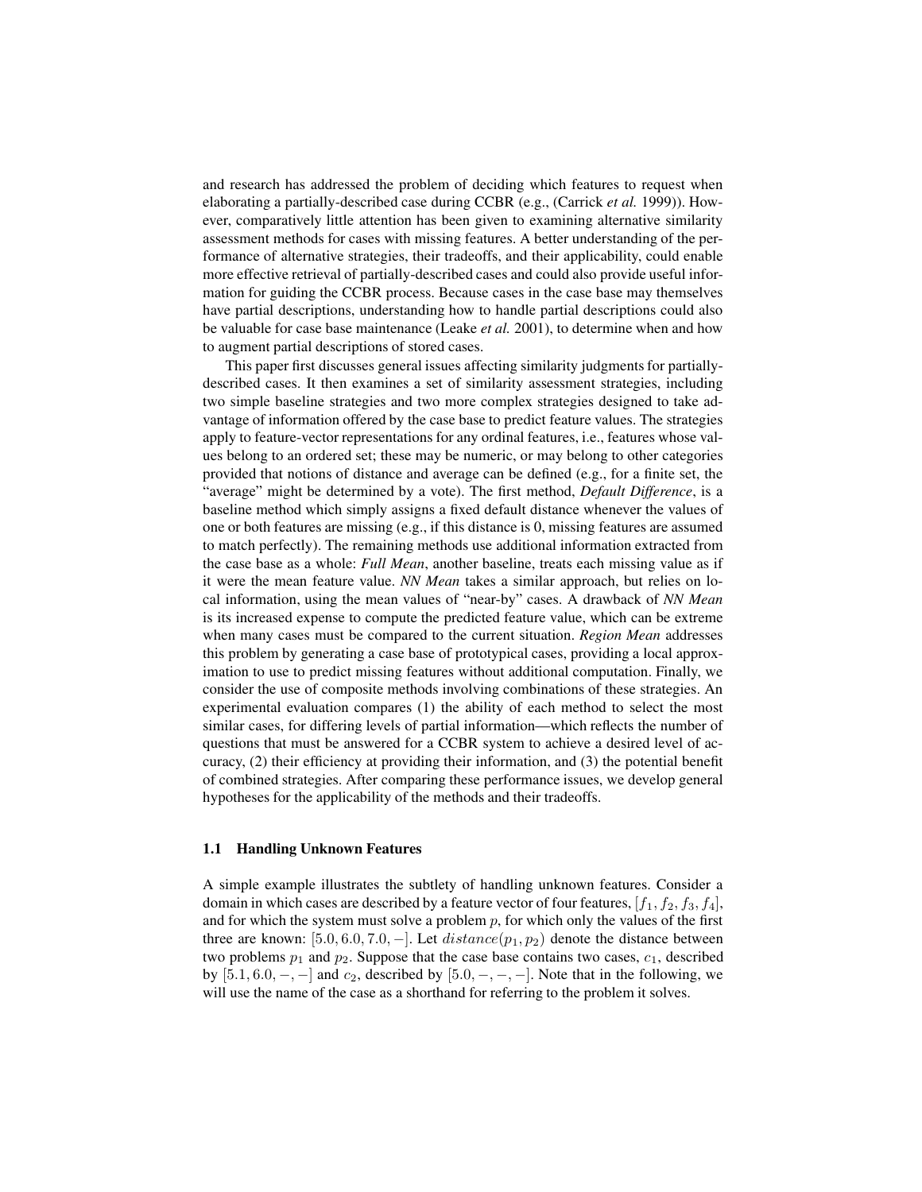and research has addressed the problem of deciding which features to request when elaborating a partially-described case during CCBR (e.g., (Carrick *et al.* 1999)). However, comparatively little attention has been given to examining alternative similarity assessment methods for cases with missing features. A better understanding of the performance of alternative strategies, their tradeoffs, and their applicability, could enable more effective retrieval of partially-described cases and could also provide useful information for guiding the CCBR process. Because cases in the case base may themselves have partial descriptions, understanding how to handle partial descriptions could also be valuable for case base maintenance (Leake *et al.* 2001), to determine when and how to augment partial descriptions of stored cases.

This paper first discusses general issues affecting similarity judgments for partially-described cases. It then examines a set of similarity assessment strategies, including two simple baseline strategies and two more complex strategies designed to take advantage of information offered by the case base to predict feature values. The strategies apply to feature-vector representations for any ordinal features, i.e., features whose values belong to an ordered set; these may be numeric, or may belong to other categories provided that notions of distance and average can be defined (e.g., for a finite set, the "average" might be determined by a vote). The first method, ***Default Difference***, is a baseline method which simply assigns a fixed default distance whenever the values of one or both features are missing (e.g., if this distance is 0, missing features are assumed to match perfectly). The remaining methods use additional information extracted from the case base as a whole: ***Full Mean***, another baseline, treats each missing value as if it were the mean feature value. ***NN Mean*** takes a similar approach, but relies on local information, using the mean values of "near-by" cases. A drawback of ***NN Mean*** is its increased expense to compute the predicted feature value, which can be extreme when many cases must be compared to the current situation. ***Region Mean*** addresses this problem by generating a case base of prototypical cases, providing a local approximation to use to predict missing features without additional computation. Finally, we consider the use of composite methods involving combinations of these strategies. An experimental evaluation compares (1) the ability of each method to select the most similar cases, for differing levels of partial information—which reflects the number of questions that must be answered for a CCBR system to achieve a desired level of accuracy, (2) their efficiency at providing their information, and (3) the potential benefit of combined strategies. After comparing these performance issues, we develop general hypotheses for the applicability of the methods and their tradeoffs.

### 1.1 Handling Unknown Features

A simple example illustrates the subtlety of handling unknown features. Consider a domain in which cases are described by a feature vector of four features, $[f_1, f_2, f_3, f_4]$, and for which the system must solve a problem $p$, for which only the values of the first three are known: $[5.0, 6.0, 7.0, -]$. Let $distance(p_1, p_2)$ denote the distance between two problems $p_1$ and $p_2$. Suppose that the case base contains two cases, $c_1$, described by $[5.1, 6.0, -, -]$ and $c_2$, described by $[5.0, -, -, -]$. Note that in the following, we will use the name of the case as a shorthand for referring to the problem it solves.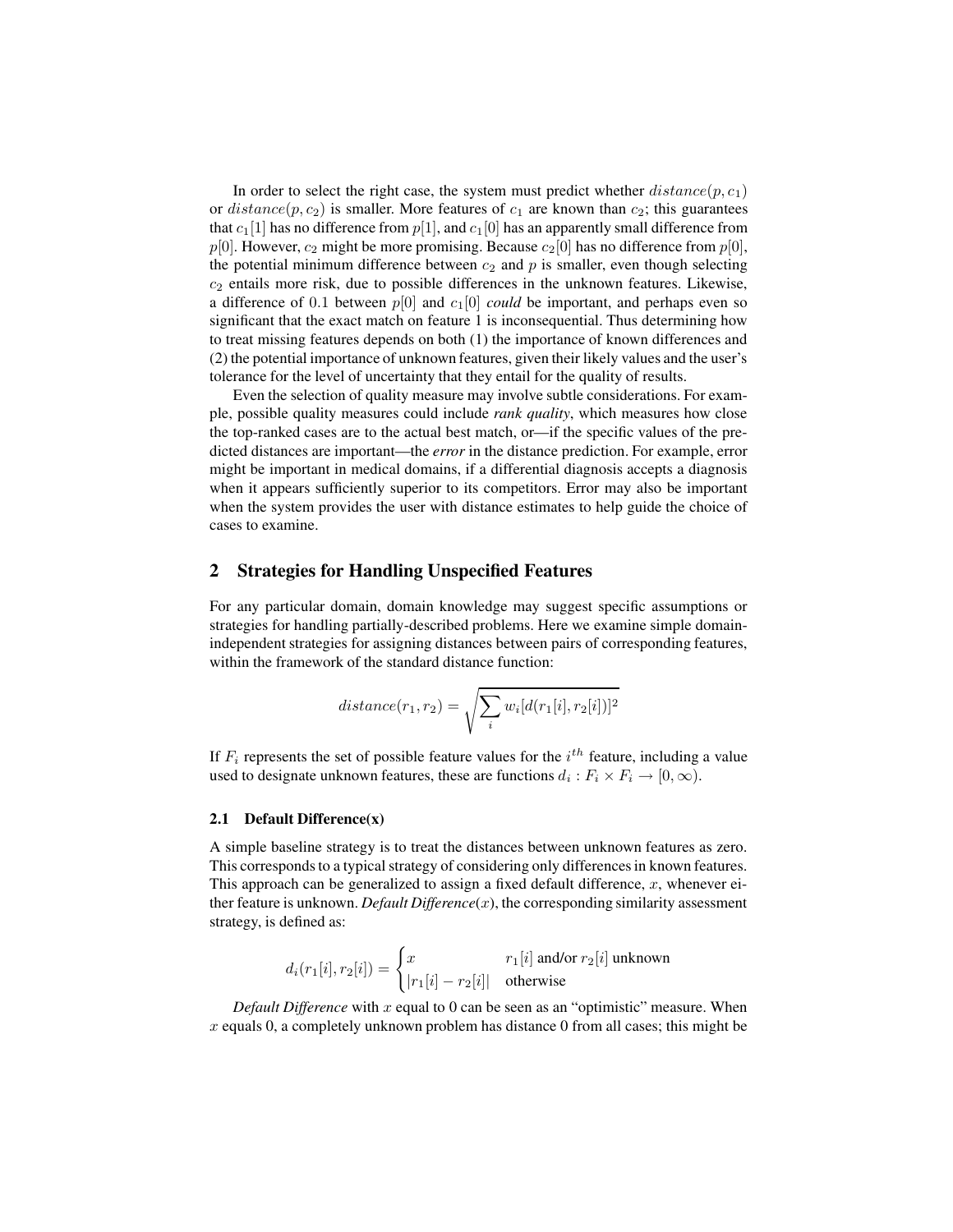In order to select the right case, the system must predict whether $distance(p, c_1)$ or $distance(p, c_2)$ is smaller. More features of $c_1$ are known than $c_2$; this guarantees that $c_1[1]$ has no difference from $p[1]$, and $c_1[0]$ has an apparently small difference from $p[0]$. However, $c_2$ might be more promising. Because $c_2[0]$ has no difference from $p[0]$, the potential minimum difference between $c_2$ and $p$ is smaller, even though selecting $c_2$ entails more risk, due to possible differences in the unknown features. Likewise, a difference of 0.1 between $p[0]$ and $c_1[0]$ *could* be important, and perhaps even so significant that the exact match on feature 1 is inconsequential. Thus determining how to treat missing features depends on both (1) the importance of known differences and (2) the potential importance of unknown features, given their likely values and the user's tolerance for the level of uncertainty that they entail for the quality of results.

Even the selection of quality measure may involve subtle considerations. For example, possible quality measures could include *rank quality*, which measures how close the top-ranked cases are to the actual best match, or—if the specific values of the predicted distances are important—the ***error*** in the distance prediction. For example, error might be important in medical domains, if a differential diagnosis accepts a diagnosis when it appears sufficiently superior to its competitors. Error may also be important when the system provides the user with distance estimates to help guide the choice of cases to examine.

## 2 Strategies for Handling Unspecified Features

For any particular domain, domain knowledge may suggest specific assumptions or strategies for handling partially-described problems. Here we examine simple domain-independent strategies for assigning distances between pairs of corresponding features, within the framework of the standard distance function:

$$distance(r_1, r_2) = \sqrt{\sum_i w_i [d(r_1[i], r_2[i])]^2}$$

If $F_i$ represents the set of possible feature values for the $i^{th}$ feature, including a value used to designate unknown features, these are functions $d_i : F_i \times F_i \rightarrow [0, \infty)$.

### 2.1 Default Difference(x)

A simple baseline strategy is to treat the distances between unknown features as zero. This corresponds to a typical strategy of considering only differences in known features. This approach can be generalized to assign a fixed default difference, $x$, whenever either feature is unknown. *Default Difference*$(x)$, the corresponding similarity assessment strategy, is defined as:

$$d_i(r_1[i], r_2[i]) = \begin{cases} x & r_1[i] \text{ and/or } r_2[i] \text{ unknown} \\ |r_1[i] - r_2[i]| & \text{otherwise} \end{cases}$$

*Default Difference* with $x$ equal to 0 can be seen as an "optimistic" measure. When $x$ equals 0, a completely unknown problem has distance 0 from all cases; this might be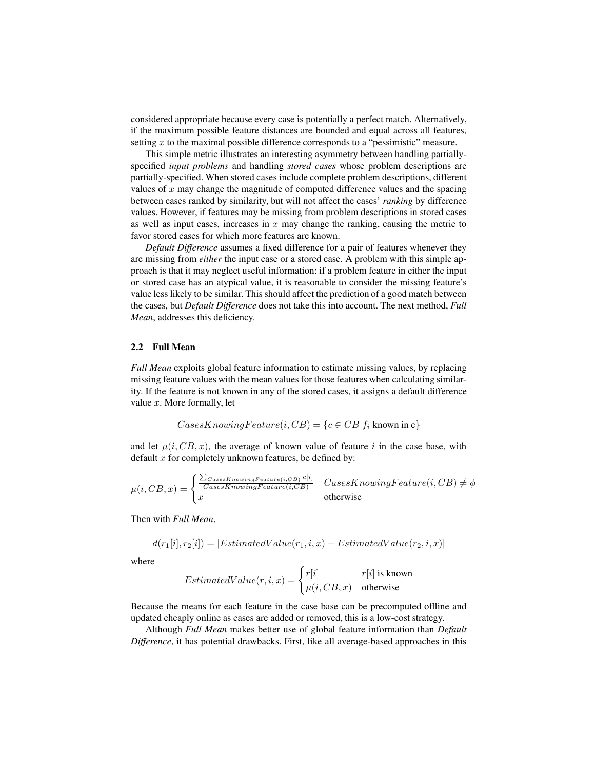considered appropriate because every case is potentially a perfect match. Alternatively, if the maximum possible feature distances are bounded and equal across all features, setting $x$ to the maximal possible difference corresponds to a "pessimistic" measure.

This simple metric illustrates an interesting asymmetry between handling partially-specified *input problems* and handling *stored cases* whose problem descriptions are partially-specified. When stored cases include complete problem descriptions, different values of $x$ may change the magnitude of computed difference values and the spacing between cases ranked by similarity, but will not affect the cases' *ranking* by difference values. However, if features may be missing from problem descriptions in stored cases as well as input cases, increases in $x$ may change the ranking, causing the metric to favor stored cases for which more features are known.

*Default Difference* assumes a fixed difference for a pair of features whenever they are missing from *either* the input case or a stored case. A problem with this simple approach is that it may neglect useful information: if a problem feature in either the input or stored case has an atypical value, it is reasonable to consider the missing feature's value less likely to be similar. This should affect the prediction of a good match between the cases, but *Default Difference* does not take this into account. The next method, *Full Mean*, addresses this deficiency.

### 2.2 Full Mean

*Full Mean* exploits global feature information to estimate missing values, by replacing missing feature values with the mean values for those features when calculating similarity. If the feature is not known in any of the stored cases, it assigns a default difference value $x$. More formally, let

$$CasesKnowingFeature(i, CB) = \{c \in CB | f_i \text{ known in c}\}$$

and let $\mu(i, CB, x)$, the average of known value of feature $i$ in the case base, with default $x$ for completely unknown features, be defined by:

$$\mu(i, CB, x) = \begin{cases} \frac{\sum_{CasesKnowingFeature(i,CB)} c[i]}{|CasesKnowingFeature(i,CB)|} & CasesKnowingFeature(i, CB) \neq \phi \\ x & \text{otherwise} \end{cases}$$

Then with *Full Mean*,

$$d(r_1[i], r_2[i]) = |EstimatedValue(r_1, i, x) - EstimatedValue(r_2, i, x)|$$

where

$$EstimatedValue(r, i, x) = \begin{cases} r[i] & r[i] \text{ is known} \\ \mu(i, CB, x) & \text{otherwise} \end{cases}$$

Because the means for each feature in the case base can be precomputed offline and updated cheaply online as cases are added or removed, this is a low-cost strategy.

Although *Full Mean* makes better use of global feature information than *Default Difference*, it has potential drawbacks. First, like all average-based approaches in this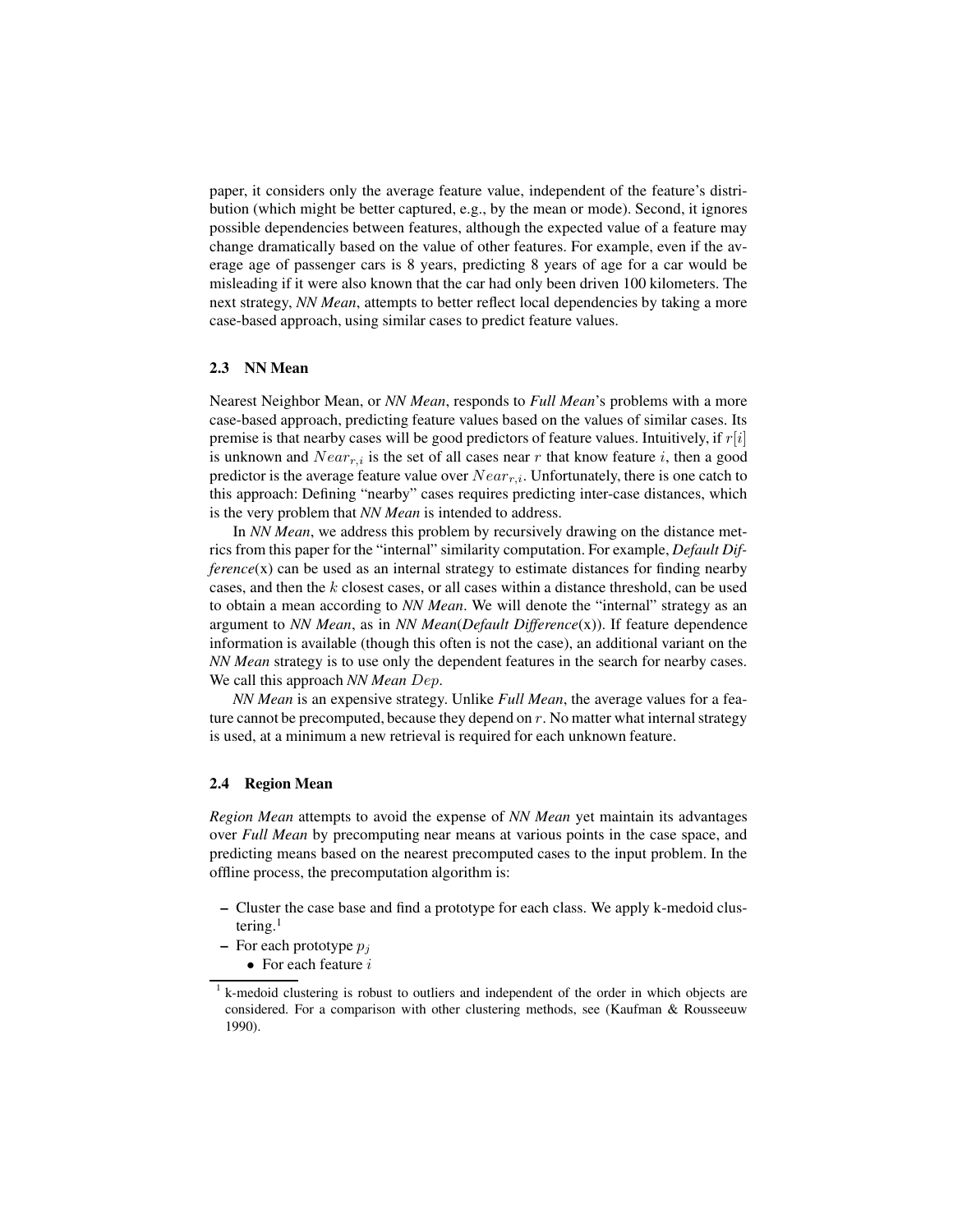paper, it considers only the average feature value, independent of the feature's distribution (which might be better captured, e.g., by the mean or mode). Second, it ignores possible dependencies between features, although the expected value of a feature may change dramatically based on the value of other features. For example, even if the average age of passenger cars is 8 years, predicting 8 years of age for a car would be misleading if it were also known that the car had only been driven 100 kilometers. The next strategy, *NN Mean*, attempts to better reflect local dependencies by taking a more case-based approach, using similar cases to predict feature values.

### 2.3 NN Mean

Nearest Neighbor Mean, or *NN Mean*, responds to *Full Mean*'s problems with a more case-based approach, predicting feature values based on the values of similar cases. Its premise is that nearby cases will be good predictors of feature values. Intuitively, if $r[i]$ is unknown and $Near_{r,i}$ is the set of all cases near $r$ that know feature $i$, then a good predictor is the average feature value over $Near_{r,i}$. Unfortunately, there is one catch to this approach: Defining "nearby" cases requires predicting inter-case distances, which is the very problem that *NN Mean* is intended to address.

In *NN Mean*, we address this problem by recursively drawing on the distance metrics from this paper for the "internal" similarity computation. For example, *Default Difference*(x) can be used as an internal strategy to estimate distances for finding nearby cases, and then the $k$ closest cases, or all cases within a distance threshold, can be used to obtain a mean according to *NN Mean*. We will denote the "internal" strategy as an argument to *NN Mean*, as in *NN Mean*(*Default Difference*(x)). If feature dependence information is available (though this often is not the case), an additional variant on the *NN Mean* strategy is to use only the dependent features in the search for nearby cases. We call this approach *NN Mean* $Dep$.

*NN Mean* is an expensive strategy. Unlike *Full Mean*, the average values for a feature cannot be precomputed, because they depend on $r$. No matter what internal strategy is used, at a minimum a new retrieval is required for each unknown feature.

### 2.4 Region Mean

*Region Mean* attempts to avoid the expense of *NN Mean* yet maintain its advantages over *Full Mean* by precomputing near means at various points in the case space, and predicting means based on the nearest precomputed cases to the input problem. In the offline process, the precomputation algorithm is:

- Cluster the case base and find a prototype for each class. We apply k-medoid clustering.[1]
- For each prototype $p_j$
  - For each feature $i$

[1] k-medoid clustering is robust to outliers and independent of the order in which objects are considered. For a comparison with other clustering methods, see (Kaufman & Rousseeuw 1990).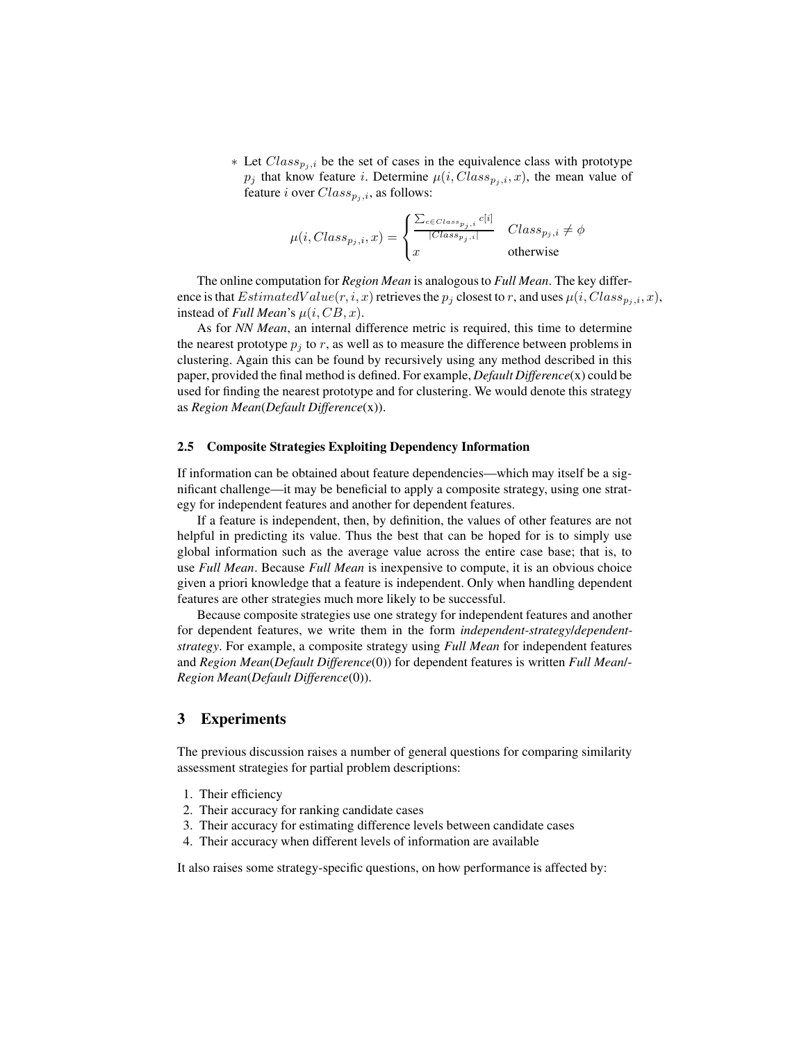* Let $Class_{p_j,i}$ be the set of cases in the equivalence class with prototype $p_j$ that know feature $i$. Determine $\mu(i, Class_{p_j,i}, x)$, the mean value of feature $i$ over $Class_{p_j,i}$, as follows:

$$\mu(i, Class_{p_j,i}, x) = \begin{cases} \frac{\sum_{c \in Class_{p_j,i}} c[i]}{|Class_{p_j,i}|} & Class_{p_j,i} \neq \phi \\ x & \text{otherwise} \end{cases}$$

The online computation for ***Region Mean*** is analogous to ***Full Mean***. The key difference is that $EstimatedValue(r, i, x)$ retrieves the $p_j$ closest to $r$, and uses $\mu(i, Class_{p_j,i}, x)$, instead of *Full Mean*'s $\mu(i, CB, x)$.

As for *NN Mean*, an internal difference metric is required, this time to determine the nearest prototype $p_j$ to $r$, as well as to measure the difference between problems in clustering. Again this can be found by recursively using any method described in this paper, provided the final method is defined. For example, *Default Difference*(x) could be used for finding the nearest prototype and for clustering. We would denote this strategy as *Region Mean*(*Default Difference*(x)).

### 2.5 Composite Strategies Exploiting Dependency Information

If information can be obtained about feature dependencies—which may itself be a significant challenge—it may be beneficial to apply a composite strategy, using one strategy for independent features and another for dependent features.

If a feature is independent, then, by definition, the values of other features are not helpful in predicting its value. Thus the best that can be hoped for is to simply use global information such as the average value across the entire case base; that is, to use *Full Mean*. Because *Full Mean* is inexpensive to compute, it is an obvious choice given a priori knowledge that a feature is independent. Only when handling dependent features are other strategies much more likely to be successful.

Because composite strategies use one strategy for independent features and another for dependent features, we write them in the form *independent-strategy*/*dependent-strategy*. For example, a composite strategy using *Full Mean* for independent features and *Region Mean*(*Default Difference*(0)) for dependent features is written *Full Mean*/*Region Mean*(*Default Difference*(0)).

## 3 Experiments

The previous discussion raises a number of general questions for comparing similarity assessment strategies for partial problem descriptions:

1. Their efficiency
2. Their accuracy for ranking candidate cases
3. Their accuracy for estimating difference levels between candidate cases
4. Their accuracy when different levels of information are available

It also raises some strategy-specific questions, on how performance is affected by: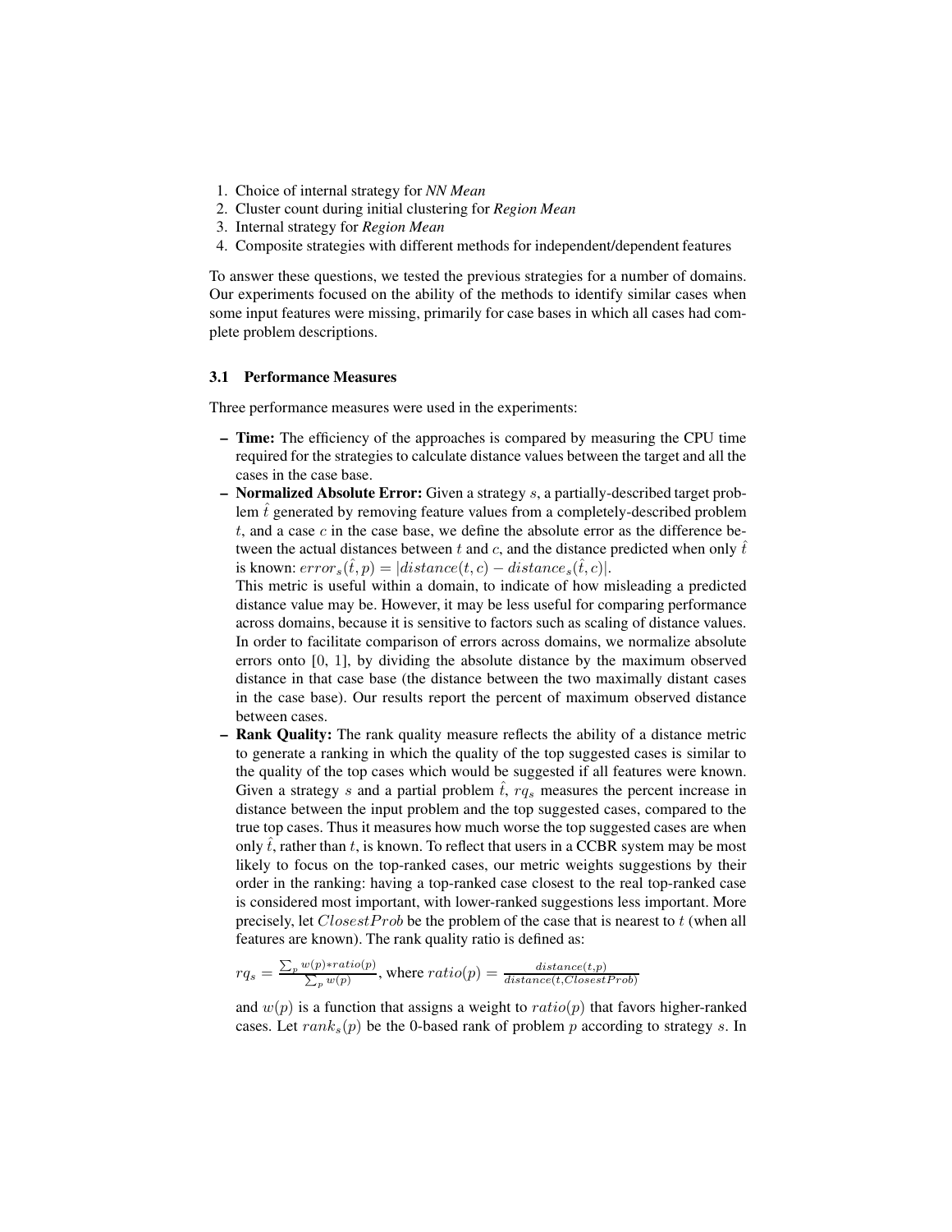1. Choice of internal strategy for *NN Mean*
2. Cluster count during initial clustering for *Region Mean*
3. Internal strategy for *Region Mean*
4. Composite strategies with different methods for independent/dependent features

To answer these questions, we tested the previous strategies for a number of domains. Our experiments focused on the ability of the methods to identify similar cases when some input features were missing, primarily for case bases in which all cases had complete problem descriptions.

### 3.1 Performance Measures

Three performance measures were used in the experiments:

- **Time:** The efficiency of the approaches is compared by measuring the CPU time required for the strategies to calculate distance values between the target and all the cases in the case base.
- **Normalized Absolute Error:** Given a strategy $s$, a partially-described target problem $\hat{t}$ generated by removing feature values from a completely-described problem $t$, and a case $c$ in the case base, we define the absolute error as the difference between the actual distances between $t$ and $c$, and the distance predicted when only $\hat{t}$ is known: $error_s(\hat{t}, p) = |distance(t, c) - distance_s(\hat{t}, c)|$.
  This metric is useful within a domain, to indicate of how misleading a predicted distance value may be. However, it may be less useful for comparing performance across domains, because it is sensitive to factors such as scaling of distance values. In order to facilitate comparison of errors across domains, we normalize absolute errors onto [0, 1], by dividing the absolute distance by the maximum observed distance in that case base (the distance between the two maximally distant cases in the case base). Our results report the percent of maximum observed distance between cases.
- **Rank Quality:** The rank quality measure reflects the ability of a distance metric to generate a ranking in which the quality of the top suggested cases is similar to the quality of the top cases which would be suggested if all features were known. Given a strategy $s$ and a partial problem $\hat{t}$, $rq_s$ measures the percent increase in distance between the input problem and the top suggested cases, compared to the true top cases. Thus it measures how much worse the top suggested cases are when only $\hat{t}$, rather than $t$, is known. To reflect that users in a CCBR system may be most likely to focus on the top-ranked cases, our metric weights suggestions by their order in the ranking: having a top-ranked case closest to the real top-ranked case is considered most important, with lower-ranked suggestions less important. More precisely, let $ClosestProb$ be the problem of the case that is nearest to $t$ (when all features are known). The rank quality ratio is defined as:

  $rq_s = \frac{\sum_p w(p) * ratio(p)}{\sum_p w(p)}$, where $ratio(p) = \frac{distance(t,p)}{distance(t, ClosestProb)}$

  and $w(p)$ is a function that assigns a weight to $ratio(p)$ that favors higher-ranked cases. Let $rank_s(p)$ be the 0-based rank of problem $p$ according to strategy $s$. In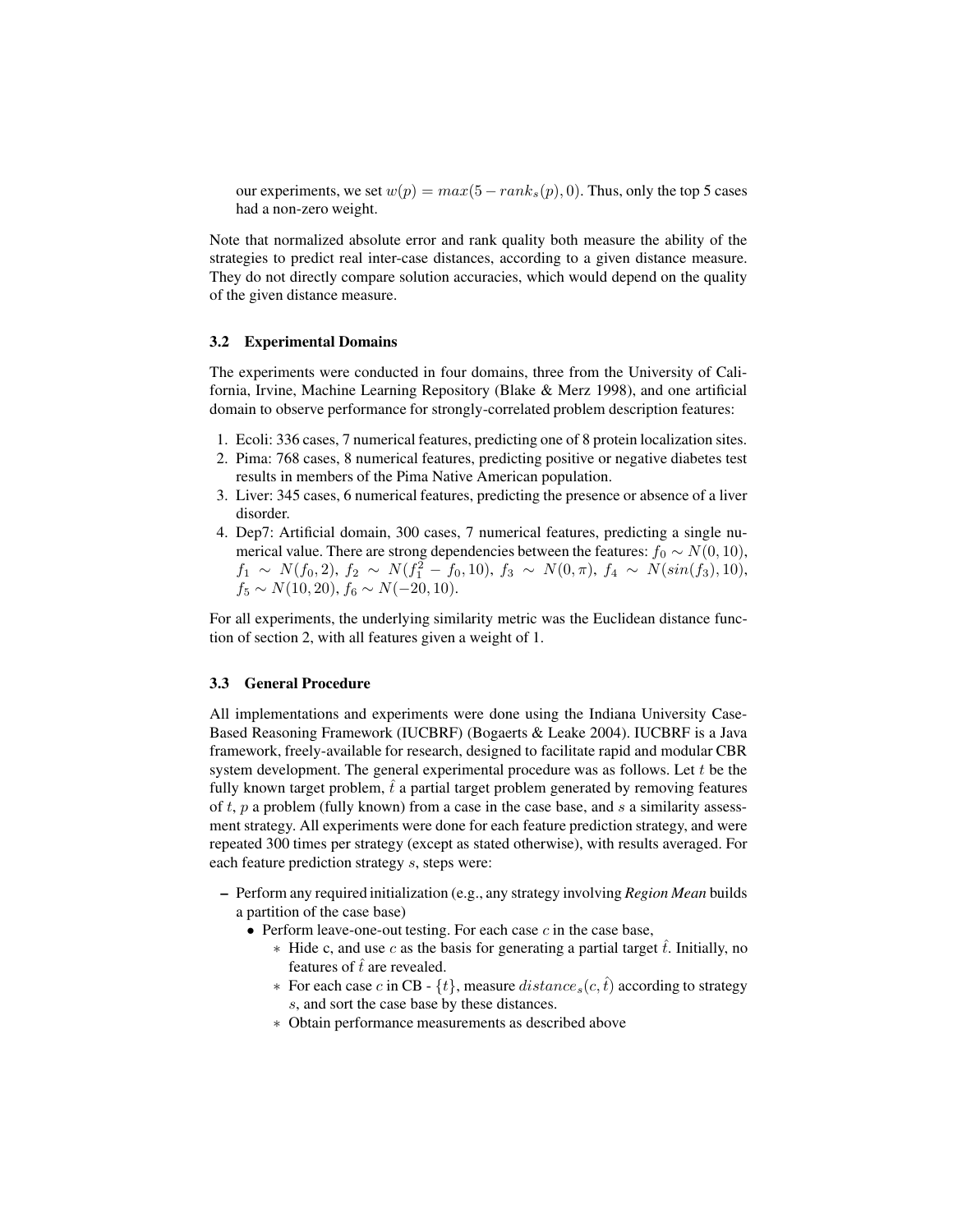our experiments, we set $w(p) = max(5 - rank_s(p), 0)$. Thus, only the top 5 cases had a non-zero weight.

Note that normalized absolute error and rank quality both measure the ability of the strategies to predict real inter-case distances, according to a given distance measure. They do not directly compare solution accuracies, which would depend on the quality of the given distance measure.

### 3.2 Experimental Domains

The experiments were conducted in four domains, three from the University of California, Irvine, Machine Learning Repository (Blake & Merz 1998), and one artificial domain to observe performance for strongly-correlated problem description features:

1. Ecoli: 336 cases, 7 numerical features, predicting one of 8 protein localization sites.
2. Pima: 768 cases, 8 numerical features, predicting positive or negative diabetes test results in members of the Pima Native American population.
3. Liver: 345 cases, 6 numerical features, predicting the presence or absence of a liver disorder.
4. Dep7: Artificial domain, 300 cases, 7 numerical features, predicting a single numerical value. There are strong dependencies between the features: $f_0 \sim N(0, 10)$, $f_1 \sim N(f_0, 2)$, $f_2 \sim N(f_1^2 - f_0, 10)$, $f_3 \sim N(0, \pi)$, $f_4 \sim N(sin(f_3), 10)$, $f_5 \sim N(10, 20)$, $f_6 \sim N(-20, 10)$.

For all experiments, the underlying similarity metric was the Euclidean distance function of section 2, with all features given a weight of 1.

### 3.3 General Procedure

All implementations and experiments were done using the Indiana University Case-Based Reasoning Framework (IUCBRF) (Bogaerts & Leake 2004). IUCBRF is a Java framework, freely-available for research, designed to facilitate rapid and modular CBR system development. The general experimental procedure was as follows. Let $t$ be the fully known target problem, $\hat{t}$ a partial target problem generated by removing features of $t$, $p$ a problem (fully known) from a case in the case base, and $s$ a similarity assessment strategy. All experiments were done for each feature prediction strategy, and were repeated 300 times per strategy (except as stated otherwise), with results averaged. For each feature prediction strategy $s$, steps were:

- Perform any required initialization (e.g., any strategy involving *Region Mean* builds a partition of the case base)
  - Perform leave-one-out testing. For each case $c$ in the case base,
    - Hide c, and use $c$ as the basis for generating a partial target $\hat{t}$. Initially, no features of $\hat{t}$ are revealed.
    - For each case $c$ in CB - $\{t\}$, measure $distance_s(c, \hat{t})$ according to strategy $s$, and sort the case base by these distances.
    - Obtain performance measurements as described above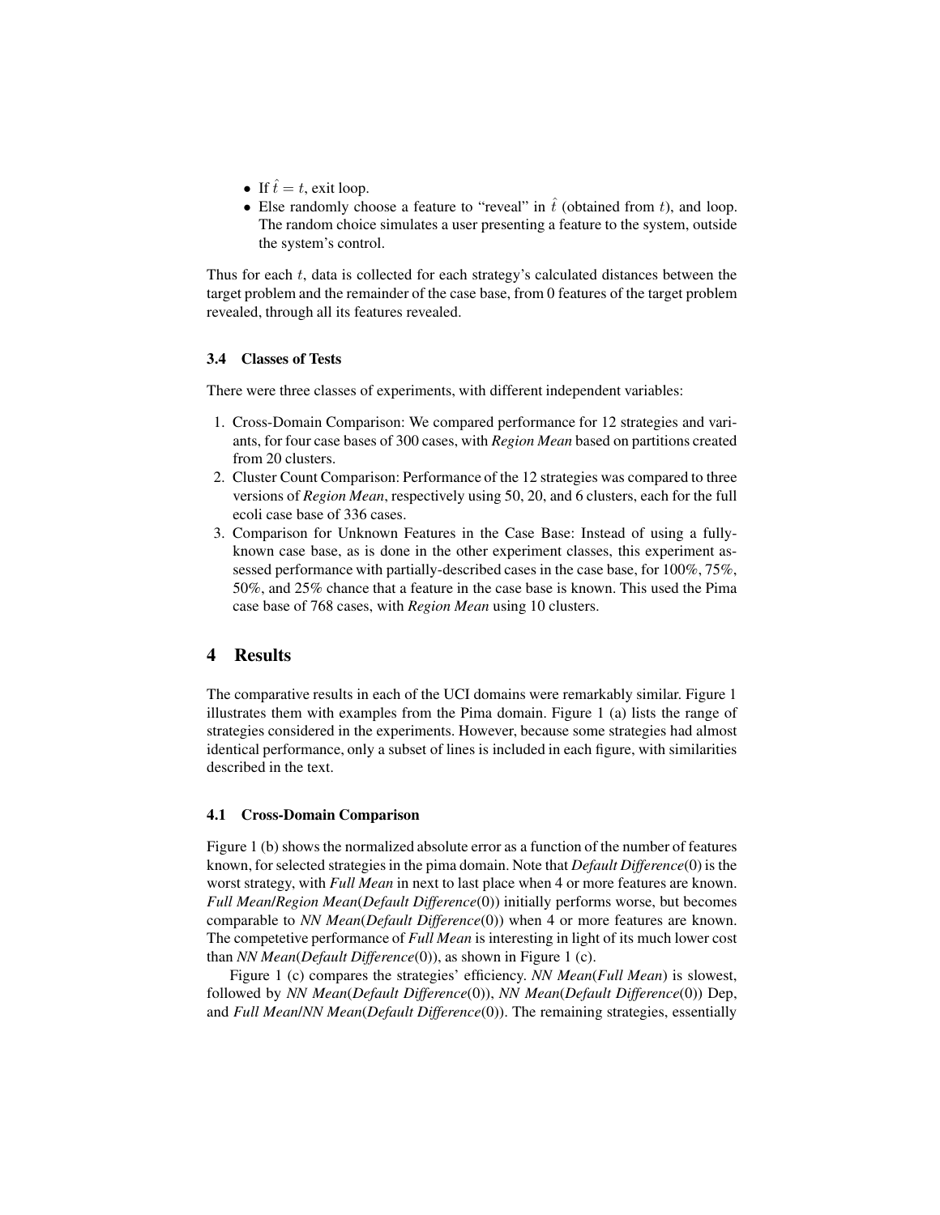- If $\hat{t} = t$, exit loop.
- Else randomly choose a feature to "reveal" in $\hat{t}$ (obtained from $t$), and loop. The random choice simulates a user presenting a feature to the system, outside the system's control.

Thus for each $t$, data is collected for each strategy's calculated distances between the target problem and the remainder of the case base, from 0 features of the target problem revealed, through all its features revealed.

### 3.4 Classes of Tests

There were three classes of experiments, with different independent variables:

1. Cross-Domain Comparison: We compared performance for 12 strategies and variants, for four case bases of 300 cases, with *Region Mean* based on partitions created from 20 clusters.
2. Cluster Count Comparison: Performance of the 12 strategies was compared to three versions of *Region Mean*, respectively using 50, 20, and 6 clusters, each for the full ecoli case base of 336 cases.
3. Comparison for Unknown Features in the Case Base: Instead of using a fully-known case base, as is done in the other experiment classes, this experiment assessed performance with partially-described cases in the case base, for 100%, 75%, 50%, and 25% chance that a feature in the case base is known. This used the Pima case base of 768 cases, with *Region Mean* using 10 clusters.

## 4 Results

The comparative results in each of the UCI domains were remarkably similar. Figure 1 illustrates them with examples from the Pima domain. Figure 1 (a) lists the range of strategies considered in the experiments. However, because some strategies had almost identical performance, only a subset of lines is included in each figure, with similarities described in the text.

### 4.1 Cross-Domain Comparison

Figure 1 (b) shows the normalized absolute error as a function of the number of features known, for selected strategies in the pima domain. Note that *Default Difference*(0) is the worst strategy, with *Full Mean* in next to last place when 4 or more features are known. *Full Mean*/*Region Mean*(*Default Difference*(0)) initially performs worse, but becomes comparable to *NN Mean*(*Default Difference*(0)) when 4 or more features are known. The competetive performance of *Full Mean* is interesting in light of its much lower cost than *NN Mean*(*Default Difference*(0)), as shown in Figure 1 (c).

Figure 1 (c) compares the strategies' efficiency. *NN Mean*(*Full Mean*) is slowest, followed by *NN Mean*(*Default Difference*(0)), *NN Mean*(*Default Difference*(0)) Dep, and *Full Mean*/*NN Mean*(*Default Difference*(0)). The remaining strategies, essentially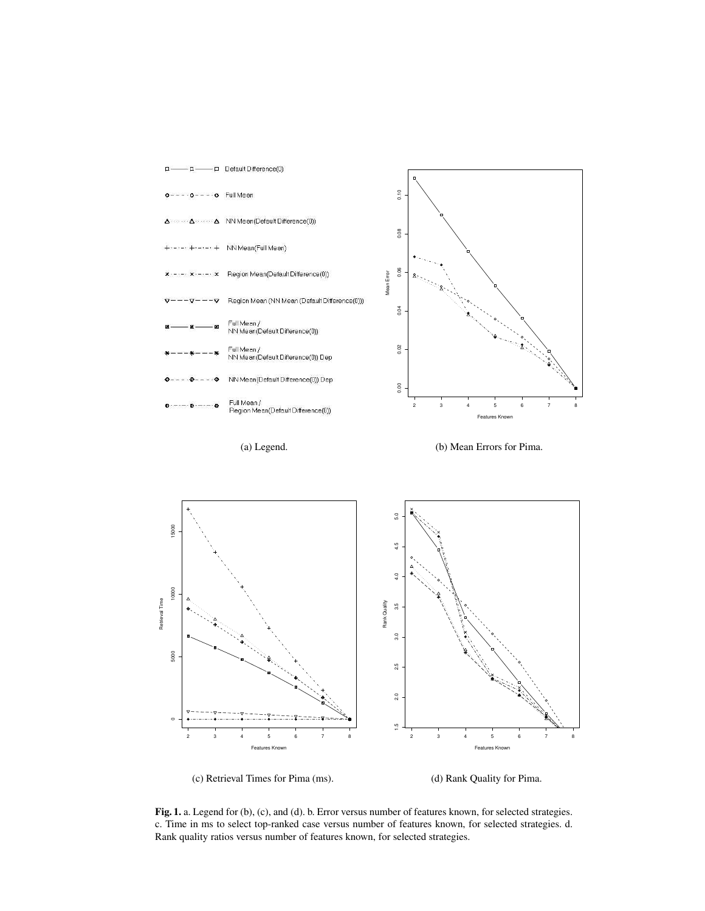(a) Legend.

(b) Mean Errors for Pima.

(c) Retrieval Times for Pima (ms).

(d) Rank Quality for Pima.

**Fig. 1.** a. Legend for (b), (c), and (d). b. Error versus number of features known, for selected strategies. c. Time in ms to select top-ranked case versus number of features known, for selected strategies. d. Rank quality ratios versus number of features known, for selected strategies.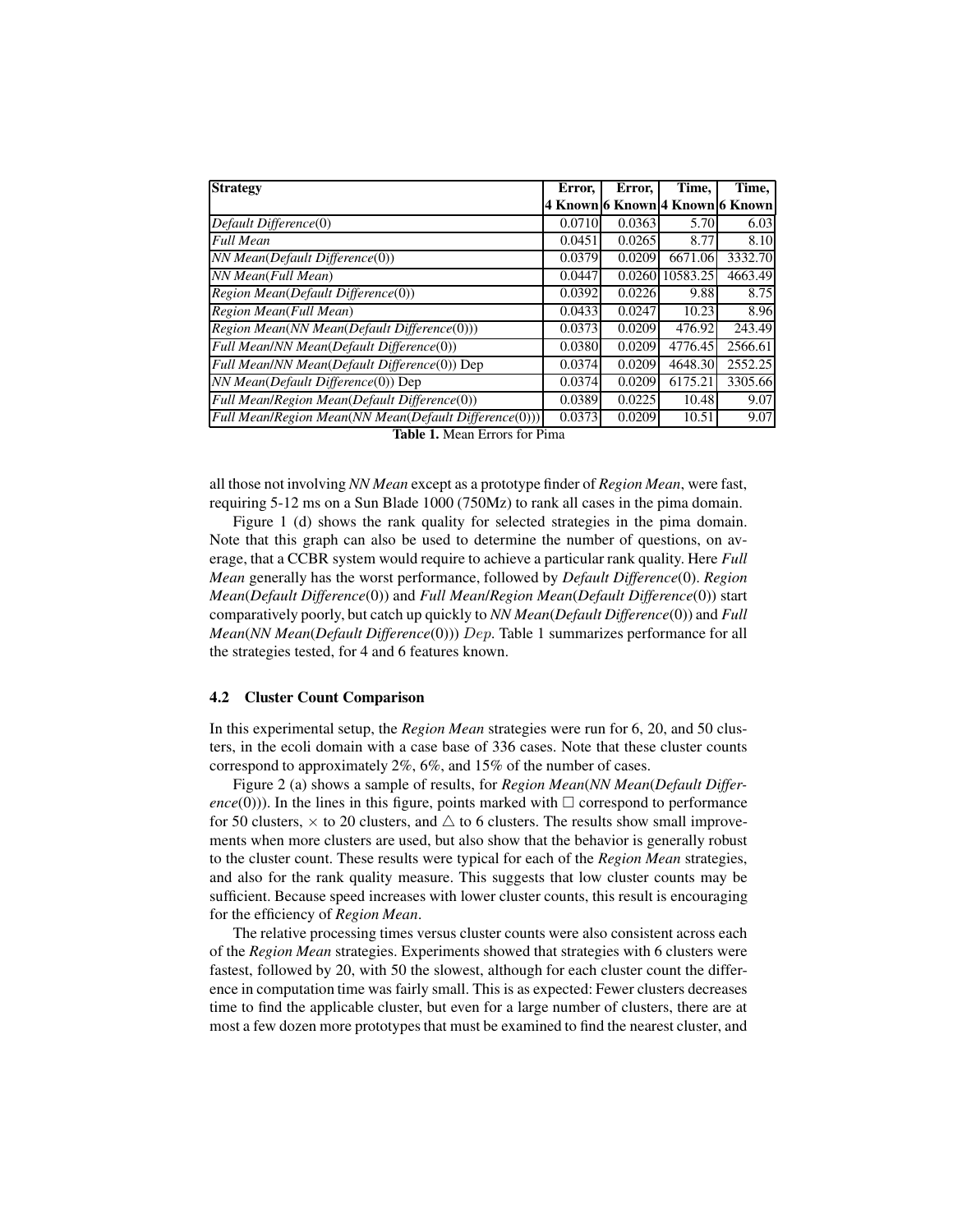| **Strategy** | **Error, 4 Known** | **Error, 6 Known** | **Time, 4 Known** | **Time, 6 Known** |
|---|---|---|---|---|
| *Default Difference*(0) | 0.0710 | 0.0363 | 5.70 | 6.03 |
| *Full Mean* | 0.0451 | 0.0265 | 8.77 | 8.10 |
| *NN Mean*(*Default Difference*(0)) | 0.0379 | 0.0209 | 6671.06 | 3332.70 |
| *NN Mean*(*Full Mean*) | 0.0447 | 0.0260 | 10583.25 | 4663.49 |
| *Region Mean*(*Default Difference*(0)) | 0.0392 | 0.0226 | 9.88 | 8.75 |
| *Region Mean*(*Full Mean*) | 0.0433 | 0.0247 | 10.23 | 8.96 |
| *Region Mean*(*NN Mean*(*Default Difference*(0))) | 0.0373 | 0.0209 | 476.92 | 243.49 |
| *Full Mean*/*NN Mean*(*Default Difference*(0)) | 0.0380 | 0.0209 | 4776.45 | 2566.61 |
| *Full Mean*/*NN Mean*(*Default Difference*(0)) Dep | 0.0374 | 0.0209 | 4648.30 | 2552.25 |
| *NN Mean*(*Default Difference*(0)) Dep | 0.0374 | 0.0209 | 6175.21 | 3305.66 |
| *Full Mean*/*Region Mean*(*Default Difference*(0)) | 0.0389 | 0.0225 | 10.48 | 9.07 |
| *Full Mean*/*Region Mean*(*NN Mean*(*Default Difference*(0))) | 0.0373 | 0.0209 | 10.51 | 9.07 |

**Table 1.** Mean Errors for Pima

all those not involving *NN Mean* except as a prototype finder of *Region Mean*, were fast, requiring 5-12 ms on a Sun Blade 1000 (750Mz) to rank all cases in the pima domain.

Figure 1 (d) shows the rank quality for selected strategies in the pima domain. Note that this graph can also be used to determine the number of questions, on average, that a CCBR system would require to achieve a particular rank quality. Here *Full Mean* generally has the worst performance, followed by *Default Difference*(0). *Region Mean*(*Default Difference*(0)) and *Full Mean*/*Region Mean*(*Default Difference*(0)) start comparatively poorly, but catch up quickly to *NN Mean*(*Default Difference*(0)) and *Full Mean*(*NN Mean*(*Default Difference*(0))) $Dep$. Table 1 summarizes performance for all the strategies tested, for 4 and 6 features known.

### 4.2 Cluster Count Comparison

In this experimental setup, the *Region Mean* strategies were run for 6, 20, and 50 clusters, in the ecoli domain with a case base of 336 cases. Note that these cluster counts correspond to approximately 2%, 6%, and 15% of the number of cases.

Figure 2 (a) shows a sample of results, for *Region Mean*(*NN Mean*(*Default Difference*(0))). In the lines in this figure, points marked with $\Box$ correspond to performance for 50 clusters, $\times$ to 20 clusters, and $\triangle$ to 6 clusters. The results show small improvements when more clusters are used, but also show that the behavior is generally robust to the cluster count. These results were typical for each of the *Region Mean* strategies, and also for the rank quality measure. This suggests that low cluster counts may be sufficient. Because speed increases with lower cluster counts, this result is encouraging for the efficiency of *Region Mean*.

The relative processing times versus cluster counts were also consistent across each of the *Region Mean* strategies. Experiments showed that strategies with 6 clusters were fastest, followed by 20, with 50 the slowest, although for each cluster count the difference in computation time was fairly small. This is as expected: Fewer clusters decreases time to find the applicable cluster, but even for a large number of clusters, there are at most a few dozen more prototypes that must be examined to find the nearest cluster, and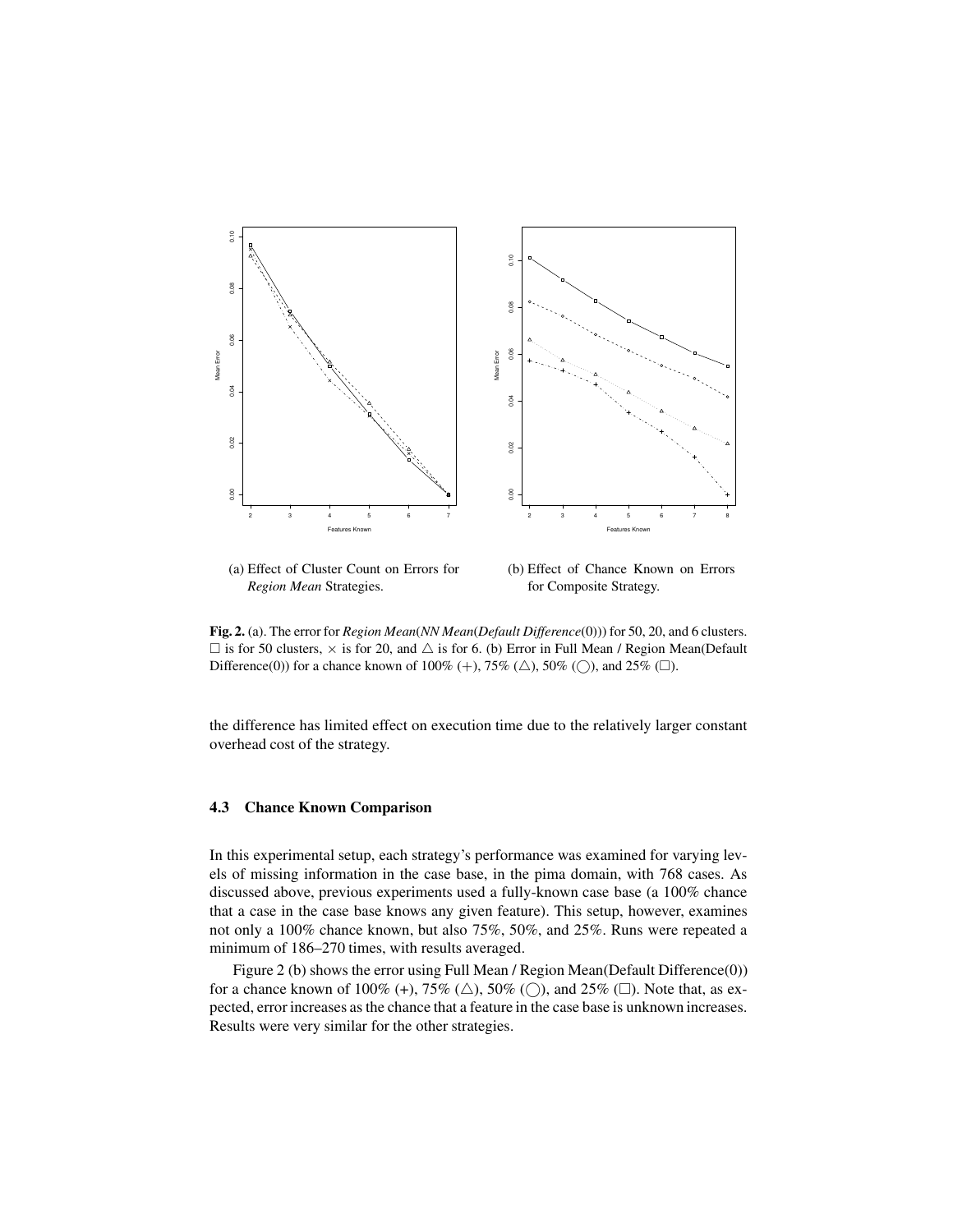(a) Effect of Cluster Count on Errors for *Region Mean* Strategies.

(b) Effect of Chance Known on Errors for Composite Strategy.

**Fig. 2.** (a). The error for *Region Mean*(*NN Mean*(*Default Difference*(0))) for 50, 20, and 6 clusters. □ is for 50 clusters, × is for 20, and △ is for 6. (b) Error in Full Mean / Region Mean(Default Difference(0)) for a chance known of 100% (+), 75% (△), 50% (◯), and 25% (□).

the difference has limited effect on execution time due to the relatively larger constant overhead cost of the strategy.

### 4.3 Chance Known Comparison

In this experimental setup, each strategy's performance was examined for varying levels of missing information in the case base, in the pima domain, with 768 cases. As discussed above, previous experiments used a fully-known case base (a 100% chance that a case in the case base knows any given feature). This setup, however, examines not only a 100% chance known, but also 75%, 50%, and 25%. Runs were repeated a minimum of 186–270 times, with results averaged.

Figure 2 (b) shows the error using Full Mean / Region Mean(Default Difference(0)) for a chance known of 100% (+), 75% (△), 50% (◯), and 25% (□). Note that, as expected, error increases as the chance that a feature in the case base is unknown increases. Results were very similar for the other strategies.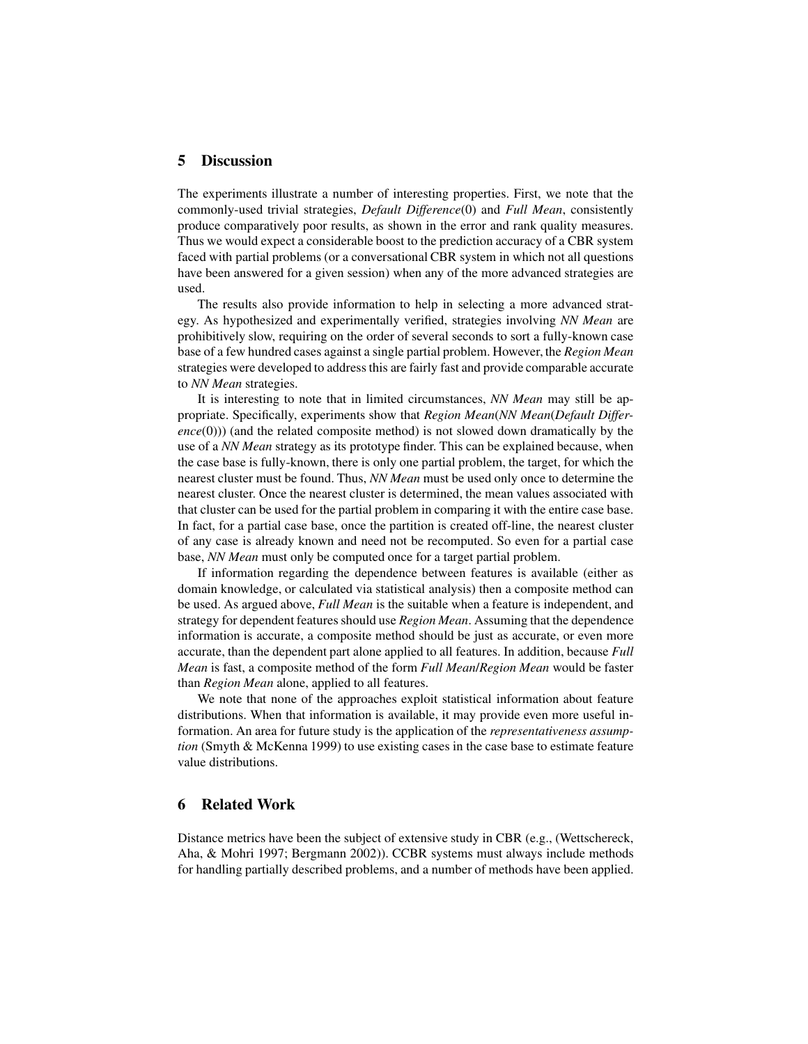## 5 Discussion

The experiments illustrate a number of interesting properties. First, we note that the commonly-used trivial strategies, *Default Difference*(0) and *Full Mean*, consistently produce comparatively poor results, as shown in the error and rank quality measures. Thus we would expect a considerable boost to the prediction accuracy of a CBR system faced with partial problems (or a conversational CBR system in which not all questions have been answered for a given session) when any of the more advanced strategies are used.

The results also provide information to help in selecting a more advanced strategy. As hypothesized and experimentally verified, strategies involving *NN Mean* are prohibitively slow, requiring on the order of several seconds to sort a fully-known case base of a few hundred cases against a single partial problem. However, the *Region Mean* strategies were developed to address this are fairly fast and provide comparable accurate to *NN Mean* strategies.

It is interesting to note that in limited circumstances, *NN Mean* may still be appropriate. Specifically, experiments show that *Region Mean*(*NN Mean*(*Default Difference*(0))) (and the related composite method) is not slowed down dramatically by the use of a *NN Mean* strategy as its prototype finder. This can be explained because, when the case base is fully-known, there is only one partial problem, the target, for which the nearest cluster must be found. Thus, *NN Mean* must be used only once to determine the nearest cluster. Once the nearest cluster is determined, the mean values associated with that cluster can be used for the partial problem in comparing it with the entire case base. In fact, for a partial case base, once the partition is created off-line, the nearest cluster of any case is already known and need not be recomputed. So even for a partial case base, *NN Mean* must only be computed once for a target partial problem.

If information regarding the dependence between features is available (either as domain knowledge, or calculated via statistical analysis) then a composite method can be used. As argued above, *Full Mean* is the suitable when a feature is independent, and strategy for dependent features should use *Region Mean*. Assuming that the dependence information is accurate, a composite method should be just as accurate, or even more accurate, than the dependent part alone applied to all features. In addition, because *Full Mean* is fast, a composite method of the form *Full Mean*/*Region Mean* would be faster than *Region Mean* alone, applied to all features.

We note that none of the approaches exploit statistical information about feature distributions. When that information is available, it may provide even more useful information. An area for future study is the application of the *representativeness assumption* (Smyth & McKenna 1999) to use existing cases in the case base to estimate feature value distributions.

## 6 Related Work

Distance metrics have been the subject of extensive study in CBR (e.g., (Wettschereck, Aha, & Mohri 1997; Bergmann 2002)). CCBR systems must always include methods for handling partially described problems, and a number of methods have been applied.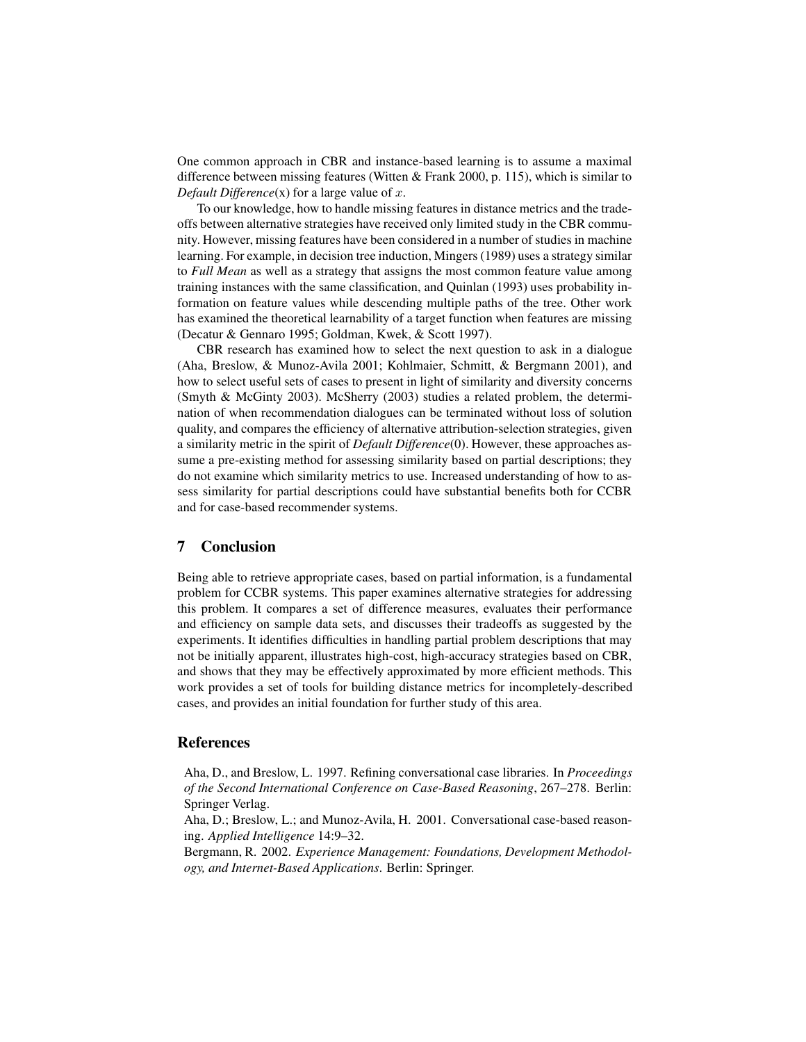One common approach in CBR and instance-based learning is to assume a maximal difference between missing features (Witten & Frank 2000, p. 115), which is similar to *Default Difference*(x) for a large value of $x$.

To our knowledge, how to handle missing features in distance metrics and the tradeoffs between alternative strategies have received only limited study in the CBR community. However, missing features have been considered in a number of studies in machine learning. For example, in decision tree induction, Mingers (1989) uses a strategy similar to *Full Mean* as well as a strategy that assigns the most common feature value among training instances with the same classification, and Quinlan (1993) uses probability information on feature values while descending multiple paths of the tree. Other work has examined the theoretical learnability of a target function when features are missing (Decatur & Gennaro 1995; Goldman, Kwek, & Scott 1997).

CBR research has examined how to select the next question to ask in a dialogue (Aha, Breslow, & Munoz-Avila 2001; Kohlmaier, Schmitt, & Bergmann 2001), and how to select useful sets of cases to present in light of similarity and diversity concerns (Smyth & McGinty 2003). McSherry (2003) studies a related problem, the determination of when recommendation dialogues can be terminated without loss of solution quality, and compares the efficiency of alternative attribution-selection strategies, given a similarity metric in the spirit of *Default Difference*(0). However, these approaches assume a pre-existing method for assessing similarity based on partial descriptions; they do not examine which similarity metrics to use. Increased understanding of how to assess similarity for partial descriptions could have substantial benefits both for CCBR and for case-based recommender systems.

## 7 Conclusion

Being able to retrieve appropriate cases, based on partial information, is a fundamental problem for CCBR systems. This paper examines alternative strategies for addressing this problem. It compares a set of difference measures, evaluates their performance and efficiency on sample data sets, and discusses their tradeoffs as suggested by the experiments. It identifies difficulties in handling partial problem descriptions that may not be initially apparent, illustrates high-cost, high-accuracy strategies based on CBR, and shows that they may be effectively approximated by more efficient methods. This work provides a set of tools for building distance metrics for incompletely-described cases, and provides an initial foundation for further study of this area.

## References

Aha, D., and Breslow, L. 1997. Refining conversational case libraries. In *Proceedings of the Second International Conference on Case-Based Reasoning*, 267–278. Berlin: Springer Verlag.

Aha, D.; Breslow, L.; and Munoz-Avila, H. 2001. Conversational case-based reasoning. *Applied Intelligence* 14:9–32.

Bergmann, R. 2002. *Experience Management: Foundations, Development Methodology, and Internet-Based Applications*. Berlin: Springer.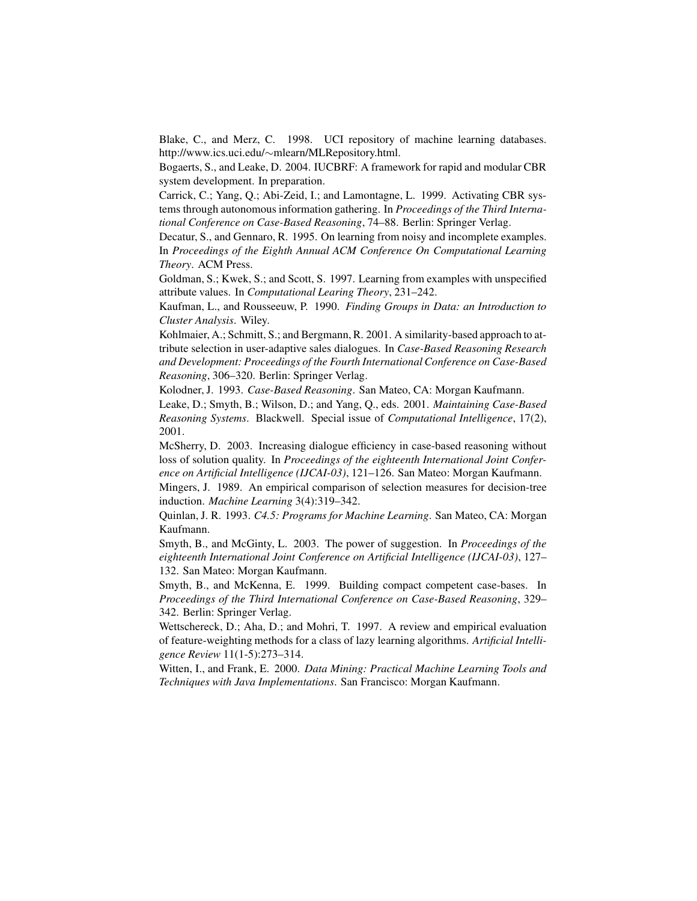Blake, C., and Merz, C. 1998. UCI repository of machine learning databases. http://www.ics.uci.edu/∼mlearn/MLRepository.html.

Bogaerts, S., and Leake, D. 2004. IUCBRF: A framework for rapid and modular CBR system development. In preparation.

Carrick, C.; Yang, Q.; Abi-Zeid, I.; and Lamontagne, L. 1999. Activating CBR systems through autonomous information gathering. In *Proceedings of the Third International Conference on Case-Based Reasoning*, 74–88. Berlin: Springer Verlag.

Decatur, S., and Gennaro, R. 1995. On learning from noisy and incomplete examples. In *Proceedings of the Eighth Annual ACM Conference On Computational Learning Theory*. ACM Press.

Goldman, S.; Kwek, S.; and Scott, S. 1997. Learning from examples with unspecified attribute values. In *Computational Learing Theory*, 231–242.

Kaufman, L., and Rousseeuw, P. 1990. *Finding Groups in Data: an Introduction to Cluster Analysis*. Wiley.

Kohlmaier, A.; Schmitt, S.; and Bergmann, R. 2001. A similarity-based approach to attribute selection in user-adaptive sales dialogues. In *Case-Based Reasoning Research and Development: Proceedings of the Fourth International Conference on Case-Based Reasoning*, 306–320. Berlin: Springer Verlag.

Kolodner, J. 1993. *Case-Based Reasoning*. San Mateo, CA: Morgan Kaufmann.

Leake, D.; Smyth, B.; Wilson, D.; and Yang, Q., eds. 2001. *Maintaining Case-Based Reasoning Systems*. Blackwell. Special issue of *Computational Intelligence*, 17(2), 2001.

McSherry, D. 2003. Increasing dialogue efficiency in case-based reasoning without loss of solution quality. In *Proceedings of the eighteenth International Joint Conference on Artificial Intelligence (IJCAI-03)*, 121–126. San Mateo: Morgan Kaufmann.

Mingers, J. 1989. An empirical comparison of selection measures for decision-tree induction. *Machine Learning* 3(4):319–342.

Quinlan, J. R. 1993. *C4.5: Programs for Machine Learning*. San Mateo, CA: Morgan Kaufmann.

Smyth, B., and McGinty, L. 2003. The power of suggestion. In *Proceedings of the eighteenth International Joint Conference on Artificial Intelligence (IJCAI-03)*, 127–132. San Mateo: Morgan Kaufmann.

Smyth, B., and McKenna, E. 1999. Building compact competent case-bases. In *Proceedings of the Third International Conference on Case-Based Reasoning*, 329–342. Berlin: Springer Verlag.

Wettschereck, D.; Aha, D.; and Mohri, T. 1997. A review and empirical evaluation of feature-weighting methods for a class of lazy learning algorithms. *Artificial Intelligence Review* 11(1-5):273–314.

Witten, I., and Frank, E. 2000. *Data Mining: Practical Machine Learning Tools and Techniques with Java Implementations*. San Francisco: Morgan Kaufmann.